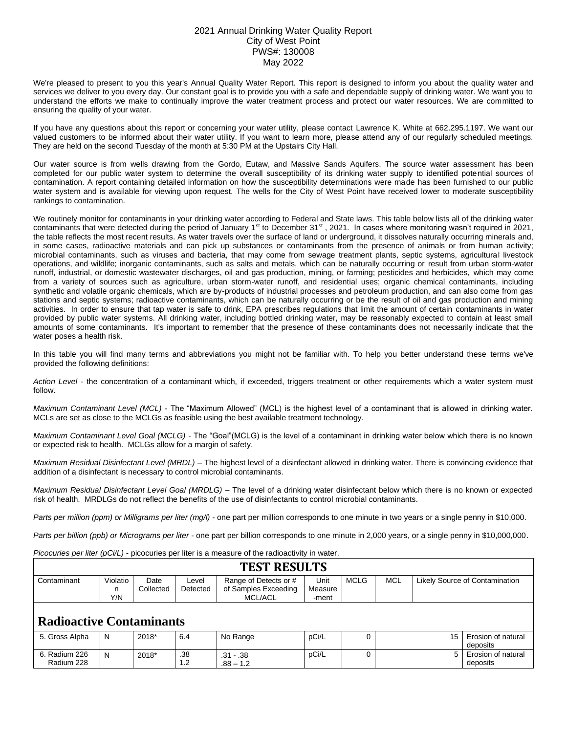2021 Annual Drinking Water Quality Report
City of West Point
PWS#: 130008
May 2022

We're pleased to present to you this year's Annual Quality Water Report. This report is designed to inform you about the quality water and services we deliver to you every day. Our constant goal is to provide you with a safe and dependable supply of drinking water. We want you to understand the efforts we make to continually improve the water treatment process and protect our water resources. We are committed to ensuring the quality of your water.

If you have any questions about this report or concerning your water utility, please contact Lawrence K. White at 662.295.1197. We want our valued customers to be informed about their water utility. If you want to learn more, please attend any of our regularly scheduled meetings. They are held on the second Tuesday of the month at 5:30 PM at the Upstairs City Hall.

Our water source is from wells drawing from the Gordo, Eutaw, and Massive Sands Aquifers. The source water assessment has been completed for our public water system to determine the overall susceptibility of its drinking water supply to identified potential sources of contamination. A report containing detailed information on how the susceptibility determinations were made has been furnished to our public water system and is available for viewing upon request. The wells for the City of West Point have received lower to moderate susceptibility rankings to contamination.

We routinely monitor for contaminants in your drinking water according to Federal and State laws. This table below lists all of the drinking water contaminants that were detected during the period of January 1st to December 31st , 2021. In cases where monitoring wasn't required in 2021, the table reflects the most recent results. As water travels over the surface of land or underground, it dissolves naturally occurring minerals and, in some cases, radioactive materials and can pick up substances or contaminants from the presence of animals or from human activity; microbial contaminants, such as viruses and bacteria, that may come from sewage treatment plants, septic systems, agricultural livestock operations, and wildlife; inorganic contaminants, such as salts and metals, which can be naturally occurring or result from urban storm-water runoff, industrial, or domestic wastewater discharges, oil and gas production, mining, or farming; pesticides and herbicides, which may come from a variety of sources such as agriculture, urban storm-water runoff, and residential uses; organic chemical contaminants, including synthetic and volatile organic chemicals, which are by-products of industrial processes and petroleum production, and can also come from gas stations and septic systems; radioactive contaminants, which can be naturally occurring or be the result of oil and gas production and mining activities. In order to ensure that tap water is safe to drink, EPA prescribes regulations that limit the amount of certain contaminants in water provided by public water systems. All drinking water, including bottled drinking water, may be reasonably expected to contain at least small amounts of some contaminants. It's important to remember that the presence of these contaminants does not necessarily indicate that the water poses a health risk.

In this table you will find many terms and abbreviations you might not be familiar with. To help you better understand these terms we've provided the following definitions:

*Action Level* - the concentration of a contaminant which, if exceeded, triggers treatment or other requirements which a water system must follow.

*Maximum Contaminant Level (MCL)* - The "Maximum Allowed" (MCL) is the highest level of a contaminant that is allowed in drinking water. MCLs are set as close to the MCLGs as feasible using the best available treatment technology.

*Maximum Contaminant Level Goal (MCLG)* - The "Goal"(MCLG) is the level of a contaminant in drinking water below which there is no known or expected risk to health. MCLGs allow for a margin of safety.

*Maximum Residual Disinfectant Level (MRDL)* – The highest level of a disinfectant allowed in drinking water. There is convincing evidence that addition of a disinfectant is necessary to control microbial contaminants.

*Maximum Residual Disinfectant Level Goal (MRDLG)* – The level of a drinking water disinfectant below which there is no known or expected risk of health. MRDLGs do not reflect the benefits of the use of disinfectants to control microbial contaminants.

*Parts per million (ppm) or Milligrams per liter (mg/l)* - one part per million corresponds to one minute in two years or a single penny in $10,000.

*Parts per billion (ppb) or Micrograms per liter* - one part per billion corresponds to one minute in 2,000 years, or a single penny in $10,000,000.

*Picocuries per liter (pCi/L)* - picocuries per liter is a measure of the radioactivity in water.

## TEST RESULTS

| Contaminant | Violation Y/N | Date Collected | Level Detected | Range of Detects or # of Samples Exceeding MCL/ACL | Unit Measure-ment | MCLG | MCL | Likely Source of Contamination |
|---|---|---|---|---|---|---|---|---|
| **Radioactive Contaminants** | | | | | | | | |
| 5. Gross Alpha | N | 2018* | 6.4 | No Range | pCi/L | 0 | 15 | Erosion of natural deposits |
| 6. Radium 226<br>Radium 228 | N | 2018* | .38<br>1.2 | .31 - .38<br>.88 – 1.2 | pCi/L | 0 | 5 | Erosion of natural deposits |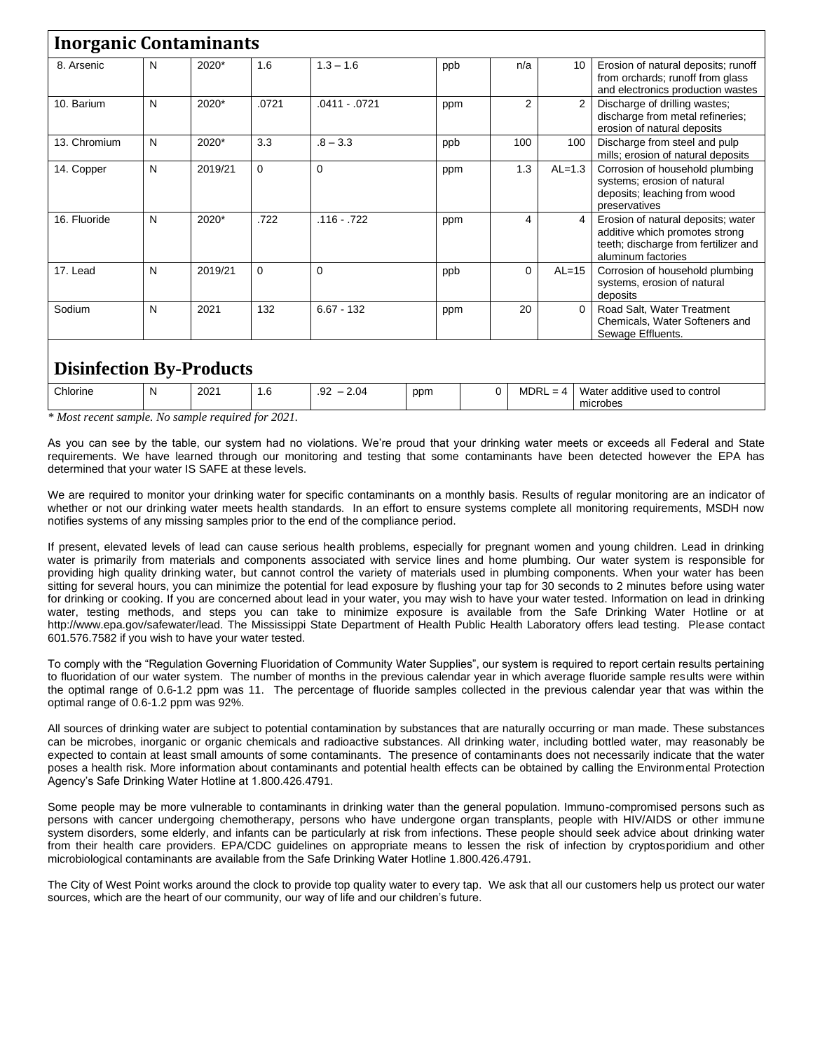## Inorganic Contaminants

| | | | | | | | | |
|---|---|---|---|---|---|---|---|---|
| 8. Arsenic | N | 2020* | 1.6 | 1.3 – 1.6 | ppb | n/a | 10 | Erosion of natural deposits; runoff from orchards; runoff from glass and electronics production wastes |
| 10. Barium | N | 2020* | .0721 | .0411 - .0721 | ppm | 2 | 2 | Discharge of drilling wastes; discharge from metal refineries; erosion of natural deposits |
| 13. Chromium | N | 2020* | 3.3 | .8 – 3.3 | ppb | 100 | 100 | Discharge from steel and pulp mills; erosion of natural deposits |
| 14. Copper | N | 2019/21 | 0 | 0 | ppm | 1.3 | AL=1.3 | Corrosion of household plumbing systems; erosion of natural deposits; leaching from wood preservatives |
| 16. Fluoride | N | 2020* | .722 | .116 - .722 | ppm | 4 | 4 | Erosion of natural deposits; water additive which promotes strong teeth; discharge from fertilizer and aluminum factories |
| 17. Lead | N | 2019/21 | 0 | 0 | ppb | 0 | AL=15 | Corrosion of household plumbing systems, erosion of natural deposits |
| Sodium | N | 2021 | 132 | 6.67 - 132 | ppm | 20 | 0 | Road Salt, Water Treatment Chemicals, Water Softeners and Sewage Effluents. |

## Disinfection By-Products

| | | | | | | | | |
|---|---|---|---|---|---|---|---|---|
| Chlorine | N | 2021 | 1.6 | .92 – 2.04 | ppm | 0 | MDRL = 4 | Water additive used to control microbes |

*\* Most recent sample. No sample required for 2021.*

As you can see by the table, our system had no violations. We're proud that your drinking water meets or exceeds all Federal and State requirements. We have learned through our monitoring and testing that some contaminants have been detected however the EPA has determined that your water IS SAFE at these levels.

We are required to monitor your drinking water for specific contaminants on a monthly basis. Results of regular monitoring are an indicator of whether or not our drinking water meets health standards. In an effort to ensure systems complete all monitoring requirements, MSDH now notifies systems of any missing samples prior to the end of the compliance period.

If present, elevated levels of lead can cause serious health problems, especially for pregnant women and young children. Lead in drinking water is primarily from materials and components associated with service lines and home plumbing. Our water system is responsible for providing high quality drinking water, but cannot control the variety of materials used in plumbing components. When your water has been sitting for several hours, you can minimize the potential for lead exposure by flushing your tap for 30 seconds to 2 minutes before using water for drinking or cooking. If you are concerned about lead in your water, you may wish to have your water tested. Information on lead in drinking water, testing methods, and steps you can take to minimize exposure is available from the Safe Drinking Water Hotline or at http://www.epa.gov/safewater/lead. The Mississippi State Department of Health Public Health Laboratory offers lead testing. Please contact 601.576.7582 if you wish to have your water tested.

To comply with the "Regulation Governing Fluoridation of Community Water Supplies", our system is required to report certain results pertaining to fluoridation of our water system. The number of months in the previous calendar year in which average fluoride sample results were within the optimal range of 0.6-1.2 ppm was 11. The percentage of fluoride samples collected in the previous calendar year that was within the optimal range of 0.6-1.2 ppm was 92%.

All sources of drinking water are subject to potential contamination by substances that are naturally occurring or man made. These substances can be microbes, inorganic or organic chemicals and radioactive substances. All drinking water, including bottled water, may reasonably be expected to contain at least small amounts of some contaminants. The presence of contaminants does not necessarily indicate that the water poses a health risk. More information about contaminants and potential health effects can be obtained by calling the Environmental Protection Agency's Safe Drinking Water Hotline at 1.800.426.4791.

Some people may be more vulnerable to contaminants in drinking water than the general population. Immuno-compromised persons such as persons with cancer undergoing chemotherapy, persons who have undergone organ transplants, people with HIV/AIDS or other immune system disorders, some elderly, and infants can be particularly at risk from infections. These people should seek advice about drinking water from their health care providers. EPA/CDC guidelines on appropriate means to lessen the risk of infection by cryptosporidium and other microbiological contaminants are available from the Safe Drinking Water Hotline 1.800.426.4791.

The City of West Point works around the clock to provide top quality water to every tap. We ask that all our customers help us protect our water sources, which are the heart of our community, our way of life and our children's future.